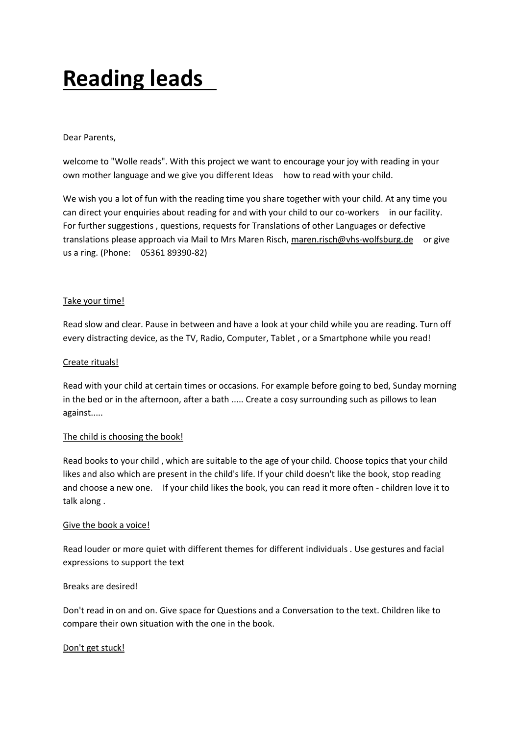# Reading leads

Dear Parents,

welcome to "Wolle reads". With this project we want to encourage your joy with reading in your own mother language and we give you different Ideas how to read with your child.

We wish you a lot of fun with the reading time you share together with your child. At any time you can direct your enquiries about reading for and with your child to our co-workers in our facility. For further suggestions , questions, requests for Translations of other Languages or defective translations please approach via Mail to Mrs Maren Risch, maren.risch@vhs-wolfsburg.de or give us a ring. (Phone: 05361 89390-82)

## Take your time!

Read slow and clear. Pause in between and have a look at your child while you are reading. Turn off every distracting device, as the TV, Radio, Computer, Tablet , or a Smartphone while you read!

## Create rituals!

Read with your child at certain times or occasions. For example before going to bed, Sunday morning in the bed or in the afternoon, after a bath ..... Create a cosy surrounding such as pillows to lean against.....

## The child is choosing the book!

Read books to your child , which are suitable to the age of your child. Choose topics that your child likes and also which are present in the child's life. If your child doesn't like the book, stop reading and choose a new one. If your child likes the book, you can read it more often - children love it to talk along .

## Give the book a voice!

Read louder or more quiet with different themes for different individuals . Use gestures and facial expressions to support the text

## Breaks are desired!

Don't read in on and on. Give space for Questions and a Conversation to the text. Children like to compare their own situation with the one in the book.

## Don't get stuck!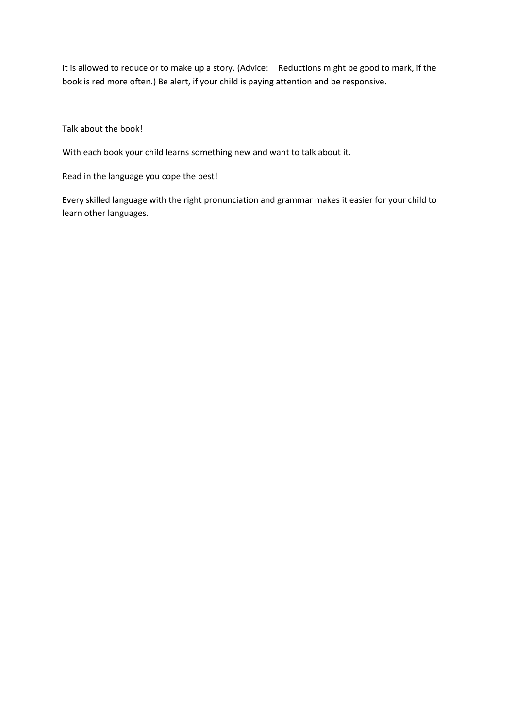It is allowed to reduce or to make up a story. (Advice:   Reductions might be good to mark, if the book is red more often.) Be alert, if your child is paying attention and be responsive.

<u>Talk about the book!</u>

With each book your child learns something new and want to talk about it.

<u>Read in the language you cope the best!</u>

Every skilled language with the right pronunciation and grammar makes it easier for your child to learn other languages.